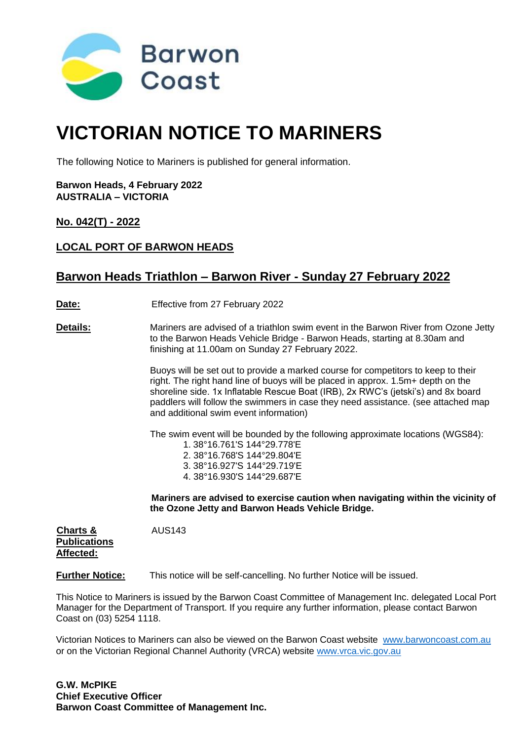Barwon Coast

# VICTORIAN NOTICE TO MARINERS

The following Notice to Mariners is published for general information.

**Barwon Heads, 4 February 2022**
**AUSTRALIA – VICTORIA**

**No. 042(T) - 2022**

**LOCAL PORT OF BARWON HEADS**

## Barwon Heads Triathlon – Barwon River - Sunday 27 February 2022

**Date:** Effective from 27 February 2022

**Details:** Mariners are advised of a triathlon swim event in the Barwon River from Ozone Jetty to the Barwon Heads Vehicle Bridge - Barwon Heads, starting at 8.30am and finishing at 11.00am on Sunday 27 February 2022.

Buoys will be set out to provide a marked course for competitors to keep to their right. The right hand line of buoys will be placed in approx. 1.5m+ depth on the shoreline side. 1x Inflatable Rescue Boat (IRB), 2x RWC's (jetski's) and 8x board paddlers will follow the swimmers in case they need assistance. (see attached map and additional swim event information)

The swim event will be bounded by the following approximate locations (WGS84):

1. 38°16.761'S 144°29.778'E
2. 38°16.768'S 144°29.804'E
3. 38°16.927'S 144°29.719'E
4. 38°16.930'S 144°29.687'E

**Mariners are advised to exercise caution when navigating within the vicinity of the Ozone Jetty and Barwon Heads Vehicle Bridge.**

**Charts & Publications Affected:** AUS143

**Further Notice:** This notice will be self-cancelling. No further Notice will be issued.

This Notice to Mariners is issued by the Barwon Coast Committee of Management Inc. delegated Local Port Manager for the Department of Transport. If you require any further information, please contact Barwon Coast on (03) 5254 1118.

Victorian Notices to Mariners can also be viewed on the Barwon Coast website www.barwoncoast.com.au or on the Victorian Regional Channel Authority (VRCA) website www.vrca.vic.gov.au

**G.W. McPIKE**
**Chief Executive Officer**
**Barwon Coast Committee of Management Inc.**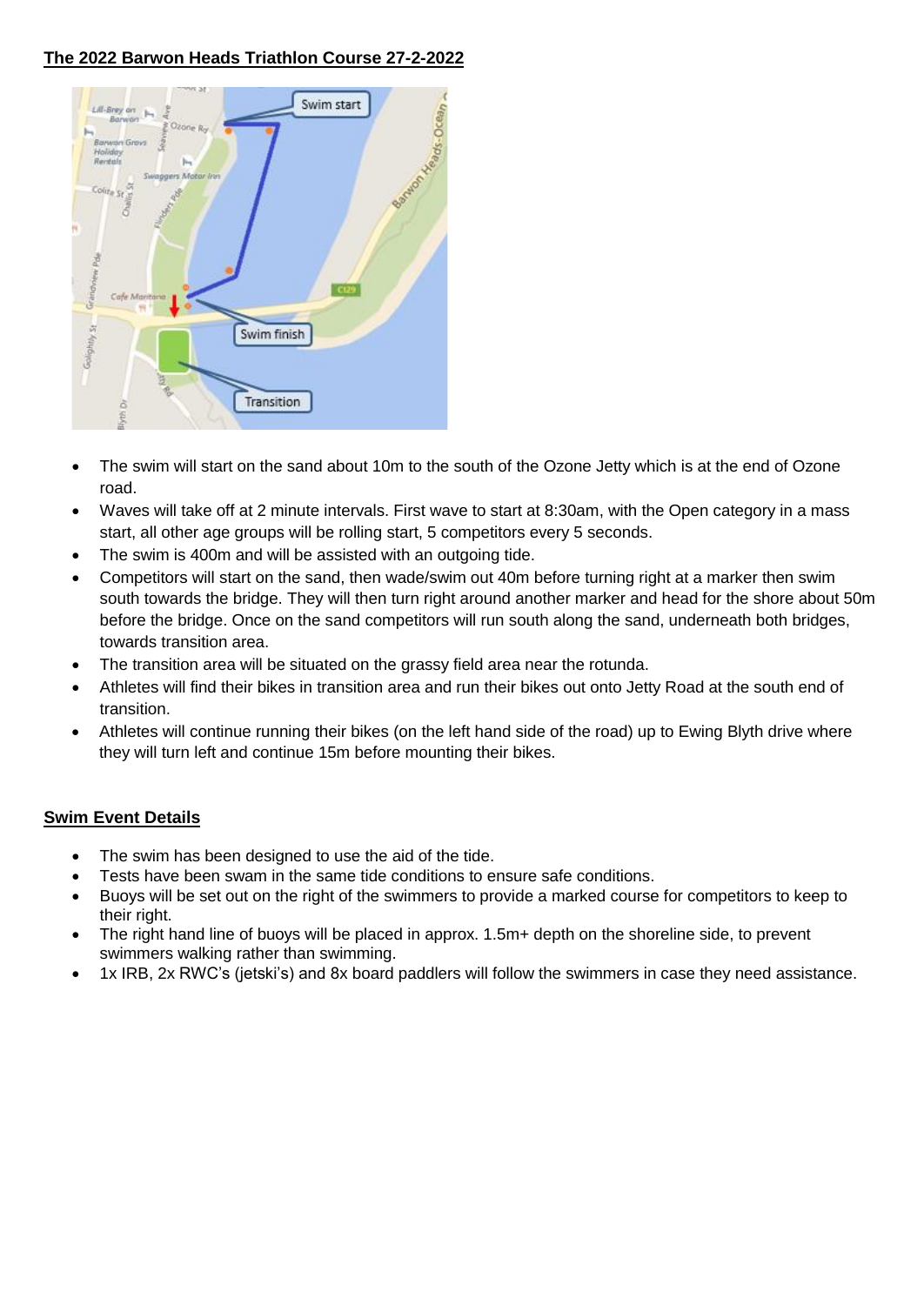## The 2022 Barwon Heads Triathlon Course 27-2-2022

Swim start

Swim finish

Transition

- The swim will start on the sand about 10m to the south of the Ozone Jetty which is at the end of Ozone road.
- Waves will take off at 2 minute intervals. First wave to start at 8:30am, with the Open category in a mass start, all other age groups will be rolling start, 5 competitors every 5 seconds.
- The swim is 400m and will be assisted with an outgoing tide.
- Competitors will start on the sand, then wade/swim out 40m before turning right at a marker then swim south towards the bridge. They will then turn right around another marker and head for the shore about 50m before the bridge. Once on the sand competitors will run south along the sand, underneath both bridges, towards transition area.
- The transition area will be situated on the grassy field area near the rotunda.
- Athletes will find their bikes in transition area and run their bikes out onto Jetty Road at the south end of transition.
- Athletes will continue running their bikes (on the left hand side of the road) up to Ewing Blyth drive where they will turn left and continue 15m before mounting their bikes.

## Swim Event Details

- The swim has been designed to use the aid of the tide.
- Tests have been swam in the same tide conditions to ensure safe conditions.
- Buoys will be set out on the right of the swimmers to provide a marked course for competitors to keep to their right.
- The right hand line of buoys will be placed in approx. 1.5m+ depth on the shoreline side, to prevent swimmers walking rather than swimming.
- 1x IRB, 2x RWC's (jetski's) and 8x board paddlers will follow the swimmers in case they need assistance.